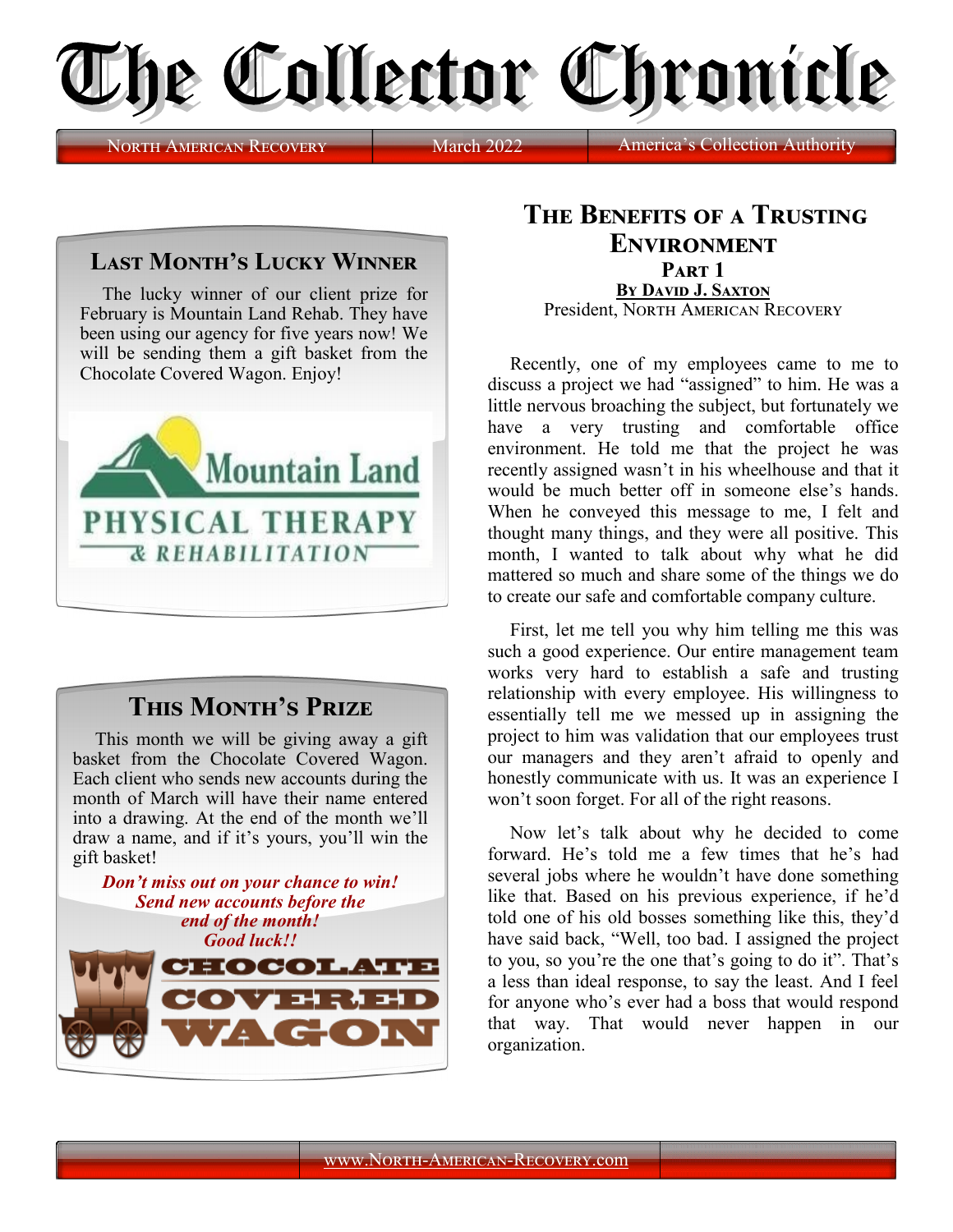# The Collector Chronicle

North American Recovery | March 2022 | America's Collection Authority

## Last Month's Lucky Winner

The lucky winner of our client prize for February is Mountain Land Rehab. They have been using our agency for five years now! We will be sending them a gift basket from the Chocolate Covered Wagon. Enjoy!

## This Month's Prize

This month we will be giving away a gift basket from the Chocolate Covered Wagon. Each client who sends new accounts during the month of March will have their name entered into a drawing. At the end of the month we'll draw a name, and if it's yours, you'll win the gift basket!

***Don't miss out on your chance to win! Send new accounts before the end of the month! Good luck!!***

## The Benefits of a Trusting Environment

### Part 1

**By David J. Saxton**
President, North American Recovery

Recently, one of my employees came to me to discuss a project we had "assigned" to him. He was a little nervous broaching the subject, but fortunately we have a very trusting and comfortable office environment. He told me that the project he was recently assigned wasn't in his wheelhouse and that it would be much better off in someone else's hands. When he conveyed this message to me, I felt and thought many things, and they were all positive. This month, I wanted to talk about why what he did mattered so much and share some of the things we do to create our safe and comfortable company culture.

First, let me tell you why him telling me this was such a good experience. Our entire management team works very hard to establish a safe and trusting relationship with every employee. His willingness to essentially tell me we messed up in assigning the project to him was validation that our employees trust our managers and they aren't afraid to openly and honestly communicate with us. It was an experience I won't soon forget. For all of the right reasons.

Now let's talk about why he decided to come forward. He's told me a few times that he's had several jobs where he wouldn't have done something like that. Based on his previous experience, if he'd told one of his old bosses something like this, they'd have said back, "Well, too bad. I assigned the project to you, so you're the one that's going to do it". That's a less than ideal response, to say the least. And I feel for anyone who's ever had a boss that would respond that way. That would never happen in our organization.

www.North-American-Recovery.com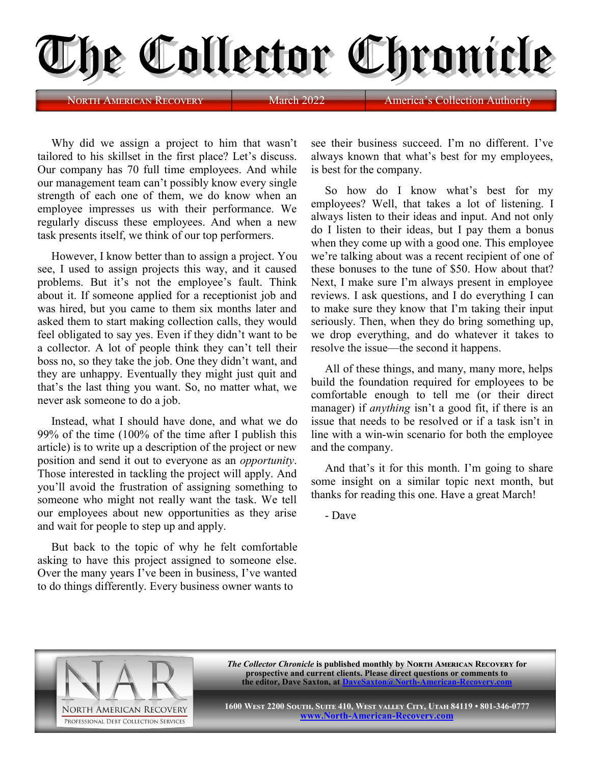# The Collector Chronicle

North American Recovery | March 2022 | America's Collection Authority

Why did we assign a project to him that wasn't tailored to his skillset in the first place? Let's discuss. Our company has 70 full time employees. And while our management team can't possibly know every single strength of each one of them, we do know when an employee impresses us with their performance. We regularly discuss these employees. And when a new task presents itself, we think of our top performers.

However, I know better than to assign a project. You see, I used to assign projects this way, and it caused problems. But it's not the employee's fault. Think about it. If someone applied for a receptionist job and was hired, but you came to them six months later and asked them to start making collection calls, they would feel obligated to say yes. Even if they didn't want to be a collector. A lot of people think they can't tell their boss no, so they take the job. One they didn't want, and they are unhappy. Eventually they might just quit and that's the last thing you want. So, no matter what, we never ask someone to do a job.

Instead, what I should have done, and what we do 99% of the time (100% of the time after I publish this article) is to write up a description of the project or new position and send it out to everyone as an *opportunity*. Those interested in tackling the project will apply. And you'll avoid the frustration of assigning something to someone who might not really want the task. We tell our employees about new opportunities as they arise and wait for people to step up and apply.

But back to the topic of why he felt comfortable asking to have this project assigned to someone else. Over the many years I've been in business, I've wanted to do things differently. Every business owner wants to see their business succeed. I'm no different. I've always known that what's best for my employees, is best for the company.

So how do I know what's best for my employees? Well, that takes a lot of listening. I always listen to their ideas and input. And not only do I listen to their ideas, but I pay them a bonus when they come up with a good one. This employee we're talking about was a recent recipient of one of these bonuses to the tune of $50. How about that? Next, I make sure I'm always present in employee reviews. I ask questions, and I do everything I can to make sure they know that I'm taking their input seriously. Then, when they do bring something up, we drop everything, and do whatever it takes to resolve the issue—the second it happens.

All of these things, and many, many more, helps build the foundation required for employees to be comfortable enough to tell me (or their direct manager) if *anything* isn't a good fit, if there is an issue that needs to be resolved or if a task isn't in line with a win-win scenario for both the employee and the company.

And that's it for this month. I'm going to share some insight on a similar topic next month, but thanks for reading this one. Have a great March!

- Dave

NAR
North American Recovery
Professional Debt Collection Services

***The Collector Chronicle* is published monthly by North American Recovery for prospective and current clients. Please direct questions or comments to the editor, Dave Saxton, at DaveSaxton@North-American-Recovery.com**

**1600 West 2200 South, Suite 410, West valley City, Utah 84119 • 801-346-0777**
**www.North-American-Recovery.com**